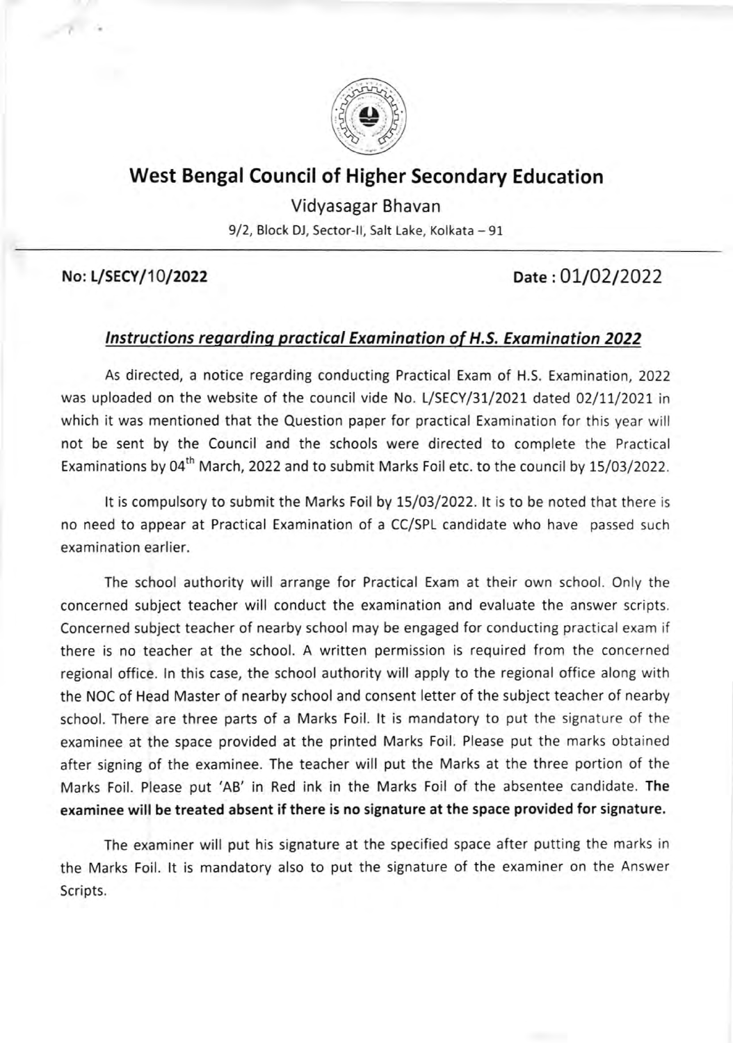# West Bengal Council of Higher Secondary Education

Vidyasagar Bhavan

9/2, Block DJ, Sector-II, Salt Lake, Kolkata – 91

**No: L/SECY/10/2022** **Date : 01/02/2022**

## ***Instructions regarding practical Examination of H.S. Examination 2022***

As directed, a notice regarding conducting Practical Exam of H.S. Examination, 2022 was uploaded on the website of the council vide No. L/SECY/31/2021 dated 02/11/2021 in which it was mentioned that the Question paper for practical Examination for this year will not be sent by the Council and the schools were directed to complete the Practical Examinations by 04th March, 2022 and to submit Marks Foil etc. to the council by 15/03/2022.

It is compulsory to submit the Marks Foil by 15/03/2022. It is to be noted that there is no need to appear at Practical Examination of a CC/SPL candidate who have passed such examination earlier.

The school authority will arrange for Practical Exam at their own school. Only the concerned subject teacher will conduct the examination and evaluate the answer scripts. Concerned subject teacher of nearby school may be engaged for conducting practical exam if there is no teacher at the school. A written permission is required from the concerned regional office. In this case, the school authority will apply to the regional office along with the NOC of Head Master of nearby school and consent letter of the subject teacher of nearby school. There are three parts of a Marks Foil. It is mandatory to put the signature of the examinee at the space provided at the printed Marks Foil. Please put the marks obtained after signing of the examinee. The teacher will put the Marks at the three portion of the Marks Foil. Please put 'AB' in Red ink in the Marks Foil of the absentee candidate. **The examinee will be treated absent if there is no signature at the space provided for signature.**

The examiner will put his signature at the specified space after putting the marks in the Marks Foil. It is mandatory also to put the signature of the examiner on the Answer Scripts.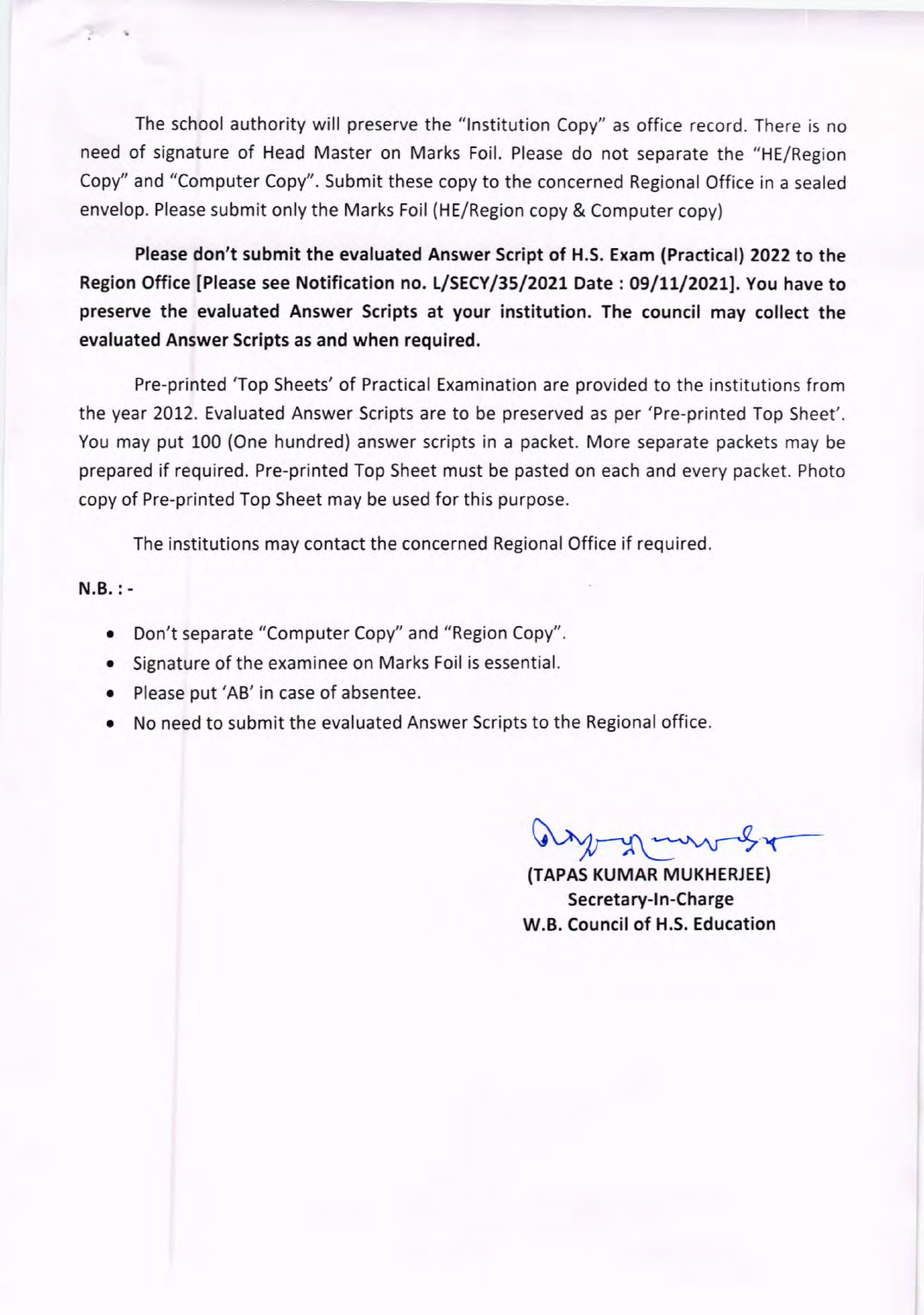The school authority will preserve the "Institution Copy" as office record. There is no need of signature of Head Master on Marks Foil. Please do not separate the "HE/Region Copy" and "Computer Copy". Submit these copy to the concerned Regional Office in a sealed envelop. Please submit only the Marks Foil (HE/Region copy & Computer copy)

**Please don't submit the evaluated Answer Script of H.S. Exam (Practical) 2022 to the Region Office [Please see Notification no. L/SECY/35/2021 Date : 09/11/2021]. You have to preserve the evaluated Answer Scripts at your institution. The council may collect the evaluated Answer Scripts as and when required.**

Pre-printed 'Top Sheets' of Practical Examination are provided to the institutions from the year 2012. Evaluated Answer Scripts are to be preserved as per 'Pre-printed Top Sheet'. You may put 100 (One hundred) answer scripts in a packet. More separate packets may be prepared if required. Pre-printed Top Sheet must be pasted on each and every packet. Photo copy of Pre-printed Top Sheet may be used for this purpose.

The institutions may contact the concerned Regional Office if required.

**N.B. : -**

- Don't separate "Computer Copy" and "Region Copy".
- Signature of the examinee on Marks Foil is essential.
- Please put 'AB' in case of absentee.
- No need to submit the evaluated Answer Scripts to the Regional office.

**(TAPAS KUMAR MUKHERJEE)**
**Secretary-In-Charge**
**W.B. Council of H.S. Education**